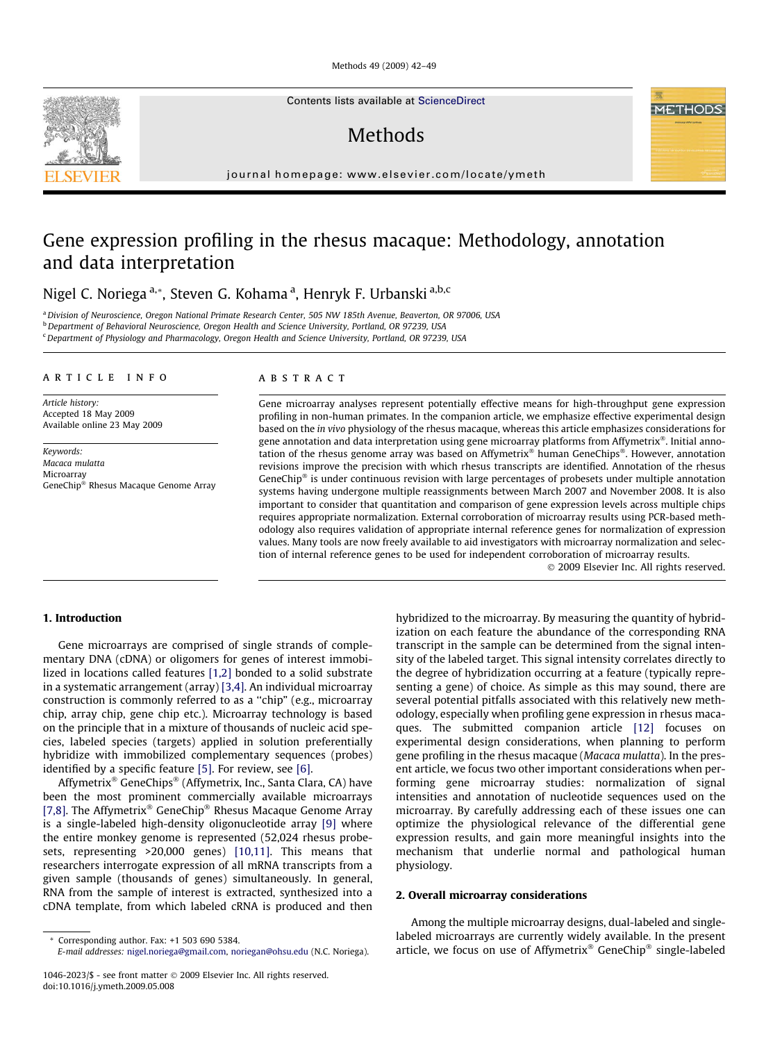# Gene expression profiling in the rhesus macaque: Methodology, annotation and data interpretation

Nigel C. Noriega [a,*], Steven G. Kohama [a], Henryk F. Urbanski [a,b,c]

[a] Division of Neuroscience, Oregon National Primate Research Center, 505 NW 185th Avenue, Beaverton, OR 97006, USA
[b] Department of Behavioral Neuroscience, Oregon Health and Science University, Portland, OR 97239, USA
[c] Department of Physiology and Pharmacology, Oregon Health and Science University, Portland, OR 97239, USA

**ARTICLE INFO**

*Article history:*
Accepted 18 May 2009
Available online 23 May 2009

*Keywords:*
*Macaca mulatta*
Microarray
GeneChip® Rhesus Macaque Genome Array

**ABSTRACT**

Gene microarray analyses represent potentially effective means for high-throughput gene expression profiling in non-human primates. In the companion article, we emphasize effective experimental design based on the *in vivo* physiology of the rhesus macaque, whereas this article emphasizes considerations for gene annotation and data interpretation using gene microarray platforms from Affymetrix®. Initial annotation of the rhesus genome array was based on Affymetrix® human GeneChips®. However, annotation revisions improve the precision with which rhesus transcripts are identified. Annotation of the rhesus GeneChip® is under continuous revision with large percentages of probesets under multiple annotation systems having undergone multiple reassignments between March 2007 and November 2008. It is also important to consider that quantitation and comparison of gene expression levels across multiple chips requires appropriate normalization. External corroboration of microarray results using PCR-based methodology also requires validation of appropriate internal reference genes for normalization of expression values. Many tools are now freely available to aid investigators with microarray normalization and selection of internal reference genes to be used for independent corroboration of microarray results.

© 2009 Elsevier Inc. All rights reserved.

## 1. Introduction

Gene microarrays are comprised of single strands of complementary DNA (cDNA) or oligomers for genes of interest immobilized in locations called features [1,2] bonded to a solid substrate in a systematic arrangement (array) [3,4]. An individual microarray construction is commonly referred to as a "chip" (e.g., microarray chip, array chip, gene chip etc.). Microarray technology is based on the principle that in a mixture of thousands of nucleic acid species, labeled species (targets) applied in solution preferentially hybridize with immobilized complementary sequences (probes) identified by a specific feature [5]. For review, see [6].

Affymetrix® GeneChips® (Affymetrix, Inc., Santa Clara, CA) have been the most prominent commercially available microarrays [7,8]. The Affymetrix® GeneChip® Rhesus Macaque Genome Array is a single-labeled high-density oligonucleotide array [9] where the entire monkey genome is represented (52,024 rhesus probesets, representing >20,000 genes) [10,11]. This means that researchers interrogate expression of all mRNA transcripts from a given sample (thousands of genes) simultaneously. In general, RNA from the sample of interest is extracted, synthesized into a cDNA template, from which labeled cRNA is produced and then hybridized to the microarray. By measuring the quantity of hybridization on each feature the abundance of the corresponding RNA transcript in the sample can be determined from the signal intensity of the labeled target. This signal intensity correlates directly to the degree of hybridization occurring at a feature (typically representing a gene) of choice. As simple as this may sound, there are several potential pitfalls associated with this relatively new methodology, especially when profiling gene expression in rhesus macaques. The submitted companion article [12] focuses on experimental design considerations, when planning to perform gene profiling in the rhesus macaque (*Macaca mulatta*). In the present article, we focus two other important considerations when performing gene microarray studies: normalization of signal intensities and annotation of nucleotide sequences used on the microarray. By carefully addressing each of these issues one can optimize the physiological relevance of the differential gene expression results, and gain more meaningful insights into the mechanism that underlie normal and pathological human physiology.

## 2. Overall microarray considerations

Among the multiple microarray designs, dual-labeled and single-labeled microarrays are currently widely available. In the present article, we focus on use of Affymetrix® GeneChip® single-labeled

* Corresponding author. Fax: +1 503 690 5384.
E-mail addresses: nigel.noriega@gmail.com, noriegan@ohsu.edu (N.C. Noriega).

1046-2023/$ - see front matter © 2009 Elsevier Inc. All rights reserved.
doi:10.1016/j.ymeth.2009.05.008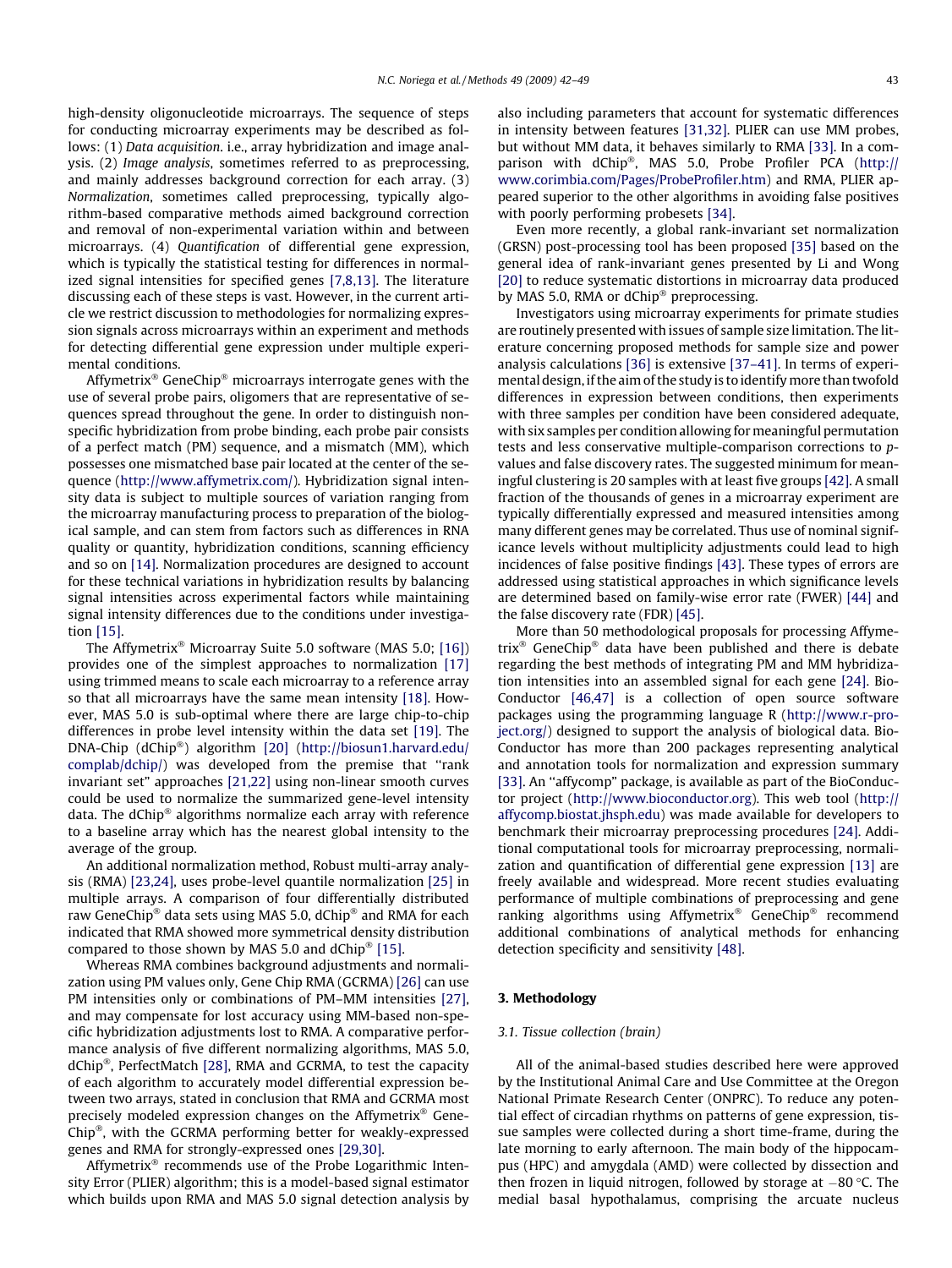high-density oligonucleotide microarrays. The sequence of steps for conducting microarray experiments may be described as follows: (1) *Data acquisition*. i.e., array hybridization and image analysis. (2) *Image analysis*, sometimes referred to as preprocessing, and mainly addresses background correction for each array. (3) *Normalization*, sometimes called preprocessing, typically algorithm-based comparative methods aimed background correction and removal of non-experimental variation within and between microarrays. (4) *Quantification* of differential gene expression, which is typically the statistical testing for differences in normalized signal intensities for specified genes [7,8,13]. The literature discussing each of these steps is vast. However, in the current article we restrict discussion to methodologies for normalizing expression signals across microarrays within an experiment and methods for detecting differential gene expression under multiple experimental conditions.

Affymetrix® GeneChip® microarrays interrogate genes with the use of several probe pairs, oligomers that are representative of sequences spread throughout the gene. In order to distinguish nonspecific hybridization from probe binding, each probe pair consists of a perfect match (PM) sequence, and a mismatch (MM), which possesses one mismatched base pair located at the center of the sequence (http://www.affymetrix.com/). Hybridization signal intensity data is subject to multiple sources of variation ranging from the microarray manufacturing process to preparation of the biological sample, and can stem from factors such as differences in RNA quality or quantity, hybridization conditions, scanning efficiency and so on [14]. Normalization procedures are designed to account for these technical variations in hybridization results by balancing signal intensities across experimental factors while maintaining signal intensity differences due to the conditions under investigation [15].

The Affymetrix® Microarray Suite 5.0 software (MAS 5.0; [16]) provides one of the simplest approaches to normalization [17] using trimmed means to scale each microarray to a reference array so that all microarrays have the same mean intensity [18]. However, MAS 5.0 is sub-optimal where there are large chip-to-chip differences in probe level intensity within the data set [19]. The DNA-Chip (dChip®) algorithm [20] (http://biosun1.harvard.edu/complab/dchip/) was developed from the premise that "rank invariant set" approaches [21,22] using non-linear smooth curves could be used to normalize the summarized gene-level intensity data. The dChip® algorithms normalize each array with reference to a baseline array which has the nearest global intensity to the average of the group.

An additional normalization method, Robust multi-array analysis (RMA) [23,24], uses probe-level quantile normalization [25] in multiple arrays. A comparison of four differentially distributed raw GeneChip® data sets using MAS 5.0, dChip® and RMA for each indicated that RMA showed more symmetrical density distribution compared to those shown by MAS 5.0 and dChip® [15].

Whereas RMA combines background adjustments and normalization using PM values only, Gene Chip RMA (GCRMA) [26] can use PM intensities only or combinations of PM–MM intensities [27], and may compensate for lost accuracy using MM-based non-specific hybridization adjustments lost to RMA. A comparative performance analysis of five different normalizing algorithms, MAS 5.0, dChip®, PerfectMatch [28], RMA and GCRMA, to test the capacity of each algorithm to accurately model differential expression between two arrays, stated in conclusion that RMA and GCRMA most precisely modeled expression changes on the Affymetrix® GeneChip®, with the GCRMA performing better for weakly-expressed genes and RMA for strongly-expressed ones [29,30].

Affymetrix® recommends use of the Probe Logarithmic Intensity Error (PLIER) algorithm; this is a model-based signal estimator which builds upon RMA and MAS 5.0 signal detection analysis by also including parameters that account for systematic differences in intensity between features [31,32]. PLIER can use MM probes, but without MM data, it behaves similarly to RMA [33]. In a comparison with dChip®, MAS 5.0, Probe Profiler PCA (http://www.corimbia.com/Pages/ProbeProfiler.htm) and RMA, PLIER appeared superior to the other algorithms in avoiding false positives with poorly performing probesets [34].

Even more recently, a global rank-invariant set normalization (GRSN) post-processing tool has been proposed [35] based on the general idea of rank-invariant genes presented by Li and Wong [20] to reduce systematic distortions in microarray data produced by MAS 5.0, RMA or dChip® preprocessing.

Investigators using microarray experiments for primate studies are routinely presented with issues of sample size limitation. The literature concerning proposed methods for sample size and power analysis calculations [36] is extensive [37–41]. In terms of experimental design, if the aim of the study is to identify more than twofold differences in expression between conditions, then experiments with three samples per condition have been considered adequate, with six samples per condition allowing for meaningful permutation tests and less conservative multiple-comparison corrections to *p*-values and false discovery rates. The suggested minimum for meaningful clustering is 20 samples with at least five groups [42]. A small fraction of the thousands of genes in a microarray experiment are typically differentially expressed and measured intensities among many different genes may be correlated. Thus use of nominal significance levels without multiplicity adjustments could lead to high incidences of false positive findings [43]. These types of errors are addressed using statistical approaches in which significance levels are determined based on family-wise error rate (FWER) [44] and the false discovery rate (FDR) [45].

More than 50 methodological proposals for processing Affymetrix® GeneChip® data have been published and there is debate regarding the best methods of integrating PM and MM hybridization intensities into an assembled signal for each gene [24]. BioConductor [46,47] is a collection of open source software packages using the programming language R (http://www.r-project.org/) designed to support the analysis of biological data. BioConductor has more than 200 packages representing analytical and annotation tools for normalization and expression summary [33]. An "affycomp" package, is available as part of the BioConductor project (http://www.bioconductor.org). This web tool (http://affycomp.biostat.jhsph.edu) was made available for developers to benchmark their microarray preprocessing procedures [24]. Additional computational tools for microarray preprocessing, normalization and quantification of differential gene expression [13] are freely available and widespread. More recent studies evaluating performance of multiple combinations of preprocessing and gene ranking algorithms using Affymetrix® GeneChip® recommend additional combinations of analytical methods for enhancing detection specificity and sensitivity [48].

## 3. Methodology

### 3.1. Tissue collection (brain)

All of the animal-based studies described here were approved by the Institutional Animal Care and Use Committee at the Oregon National Primate Research Center (ONPRC). To reduce any potential effect of circadian rhythms on patterns of gene expression, tissue samples were collected during a short time-frame, during the late morning to early afternoon. The main body of the hippocampus (HPC) and amygdala (AMD) were collected by dissection and then frozen in liquid nitrogen, followed by storage at −80 °C. The medial basal hypothalamus, comprising the arcuate nucleus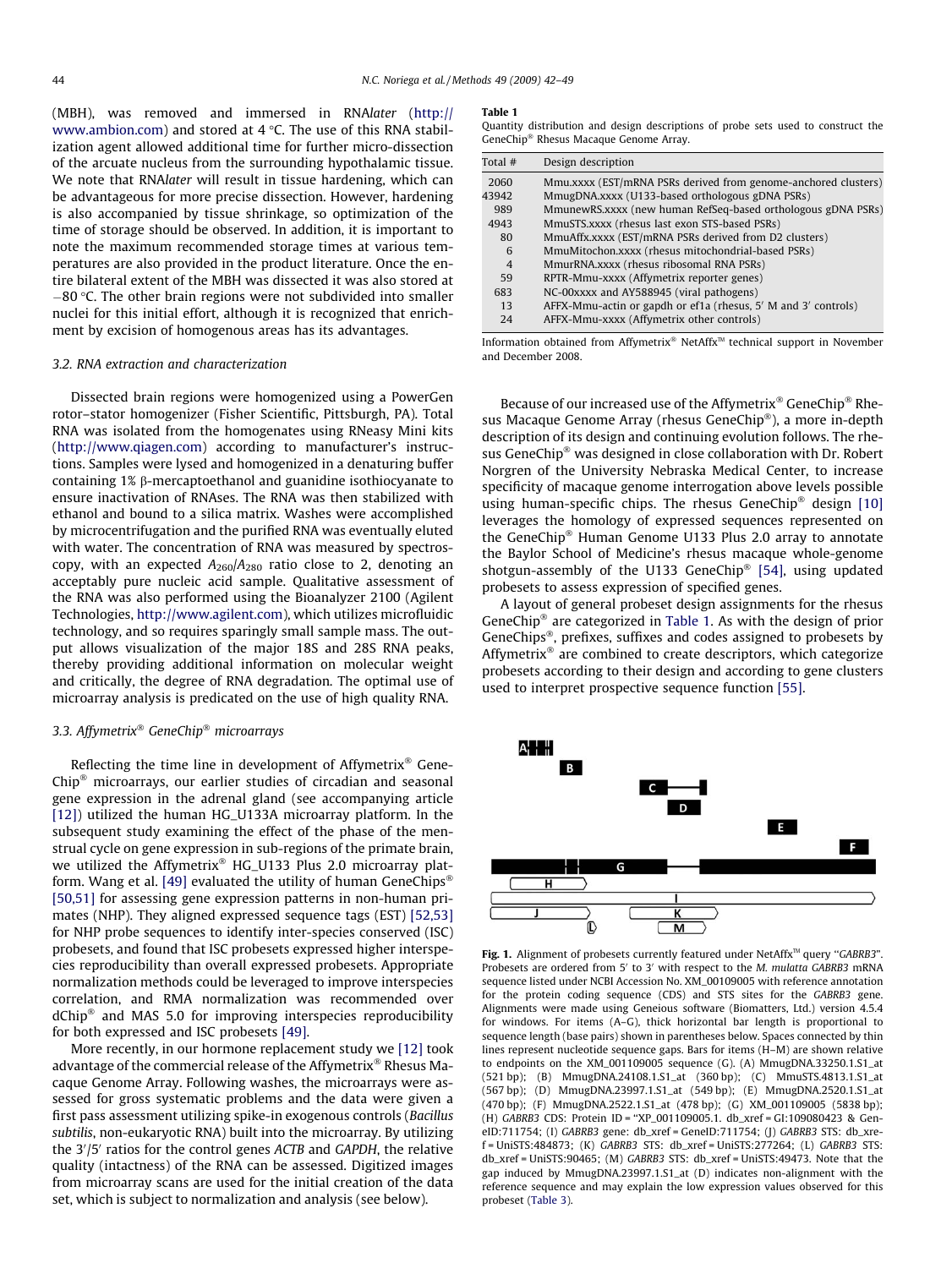(MBH), was removed and immersed in RNA*later* (http://www.ambion.com) and stored at 4 °C. The use of this RNA stabilization agent allowed additional time for further micro-dissection of the arcuate nucleus from the surrounding hypothalamic tissue. We note that RNA*later* will result in tissue hardening, which can be advantageous for more precise dissection. However, hardening is also accompanied by tissue shrinkage, so optimization of the time of storage should be observed. In addition, it is important to note the maximum recommended storage times at various temperatures are also provided in the product literature. Once the entire bilateral extent of the MBH was dissected it was also stored at −80 °C. The other brain regions were not subdivided into smaller nuclei for this initial effort, although it is recognized that enrichment by excision of homogenous areas has its advantages.

### 3.2. RNA extraction and characterization

Dissected brain regions were homogenized using a PowerGen rotor–stator homogenizer (Fisher Scientific, Pittsburgh, PA). Total RNA was isolated from the homogenates using RNeasy Mini kits (http://www.qiagen.com) according to manufacturer's instructions. Samples were lysed and homogenized in a denaturing buffer containing 1% β-mercaptoethanol and guanidine isothiocyanate to ensure inactivation of RNAses. The RNA was then stabilized with ethanol and bound to a silica matrix. Washes were accomplished by microcentrifugation and the purified RNA was eventually eluted with water. The concentration of RNA was measured by spectroscopy, with an expected $A_{260}/A_{280}$ ratio close to 2, denoting an acceptably pure nucleic acid sample. Qualitative assessment of the RNA was also performed using the Bioanalyzer 2100 (Agilent Technologies, http://www.agilent.com), which utilizes microfluidic technology, and so requires sparingly small sample mass. The output allows visualization of the major 18S and 28S RNA peaks, thereby providing additional information on molecular weight and critically, the degree of RNA degradation. The optimal use of microarray analysis is predicated on the use of high quality RNA.

### 3.3. Affymetrix® GeneChip® microarrays

Reflecting the time line in development of Affymetrix® GeneChip® microarrays, our earlier studies of circadian and seasonal gene expression in the adrenal gland (see accompanying article [12]) utilized the human HG_U133A microarray platform. In the subsequent study examining the effect of the phase of the menstrual cycle on gene expression in sub-regions of the primate brain, we utilized the Affymetrix® HG_U133 Plus 2.0 microarray platform. Wang et al. [49] evaluated the utility of human GeneChips® [50,51] for assessing gene expression patterns in non-human primates (NHP). They aligned expressed sequence tags (EST) [52,53] for NHP probe sequences to identify inter-species conserved (ISC) probesets, and found that ISC probesets expressed higher interspecies reproducibility than overall expressed probesets. Appropriate normalization methods could be leveraged to improve interspecies correlation, and RMA normalization was recommended over dChip® and MAS 5.0 for improving interspecies reproducibility for both expressed and ISC probesets [49].

More recently, in our hormone replacement study we [12] took advantage of the commercial release of the Affymetrix® Rhesus Macaque Genome Array. Following washes, the microarrays were assessed for gross systematic problems and the data were given a first pass assessment utilizing spike-in exogenous controls (*Bacillus subtilis*, non-eukaryotic RNA) built into the microarray. By utilizing the 3′/5′ ratios for the control genes *ACTB* and *GAPDH*, the relative quality (intactness) of the RNA can be assessed. Digitized images from microarray scans are used for the initial creation of the data set, which is subject to normalization and analysis (see below).

**Table 1**
Quantity distribution and design descriptions of probe sets used to construct the GeneChip® Rhesus Macaque Genome Array.

| Total # | Design description |
|---|---|
| 2060 | Mmu.xxxx (EST/mRNA PSRs derived from genome-anchored clusters) |
| 43942 | MmugDNA.xxxx (U133-based orthologous gDNA PSRs) |
| 989 | MmunewRS.xxxx (new human RefSeq-based orthologous gDNA PSRs) |
| 4943 | MmuSTS.xxxx (rhesus last exon STS-based PSRs) |
| 80 | MmuAffx.xxxx (EST/mRNA PSRs derived from D2 clusters) |
| 6 | MmuMitochon.xxxx (rhesus mitochondrial-based PSRs) |
| 4 | MmurRNA.xxxx (rhesus ribosomal RNA PSRs) |
| 59 | RPTR-Mmu-xxxx (Affymetrix reporter genes) |
| 683 | NC-00xxxx and AY588945 (viral pathogens) |
| 13 | AFFX-Mmu-actin or gapdh or ef1a (rhesus, 5′ M and 3′ controls) |
| 24 | AFFX-Mmu-xxxx (Affymetrix other controls) |

Information obtained from Affymetrix® NetAffx™ technical support in November and December 2008.

Because of our increased use of the Affymetrix® GeneChip® Rhesus Macaque Genome Array (rhesus GeneChip®), a more in-depth description of its design and continuing evolution follows. The rhesus GeneChip® was designed in close collaboration with Dr. Robert Norgren of the University Nebraska Medical Center, to increase specificity of macaque genome interrogation above levels possible using human-specific chips. The rhesus GeneChip® design [10] leverages the homology of expressed sequences represented on the GeneChip® Human Genome U133 Plus 2.0 array to annotate the Baylor School of Medicine's rhesus macaque whole-genome shotgun-assembly of the U133 GeneChip® [54], using updated probesets to assess expression of specified genes.

A layout of general probeset design assignments for the rhesus GeneChip® are categorized in Table 1. As with the design of prior GeneChips®, prefixes, suffixes and codes assigned to probesets by Affymetrix® are combined to create descriptors, which categorize probesets according to their design and according to gene clusters used to interpret prospective sequence function [55].

**Fig. 1.** Alignment of probesets currently featured under NetAffx™ query "*GABRB3*". Probesets are ordered from 5′ to 3′ with respect to the *M. mulatta GABRB3* mRNA sequence listed under NCBI Accession No. XM_00109005 with reference annotation for the protein coding sequence (CDS) and STS sites for the *GABRB3* gene. Alignments were made using Geneious software (Biomatters, Ltd.) version 4.5.4 for windows. For items (A–G), thick horizontal bar length is proportional to sequence length (base pairs) shown in parentheses below. Spaces connected by thin lines represent nucleotide sequence gaps. Bars for items (H–M) are shown relative to endpoints on the XM_001109005 sequence (G). (A) MmugDNA.33250.1.S1_at (521 bp); (B) MmugDNA.24108.1.S1_at (360 bp); (C) MmuSTS.4813.1.S1_at (567 bp); (D) MmugDNA.23997.1.S1_at (549 bp); (E) MmugDNA.2520.1.S1_at (470 bp); (F) MmugDNA.2522.1.S1_at (478 bp); (G) XM_001109005 (5838 bp); (H) *GABRB3* CDS: Protein ID = "XP_001109005.1. db_xref = GI:109080423 & GeneID:711754; (I) *GABRB3* gene: db_xref = GeneID:711754; (J) *GABRB3* STS: db_xref = UniSTS:484873; (K) *GABRB3* STS: db_xref = UniSTS:277264; (L) *GABRB3* STS: db_xref = UniSTS:90465; (M) *GABRB3* STS: db_xref = UniSTS:49473. Note that the gap induced by MmugDNA.23997.1.S1_at (D) indicates non-alignment with the reference sequence and may explain the low expression values observed for this probeset (Table 3).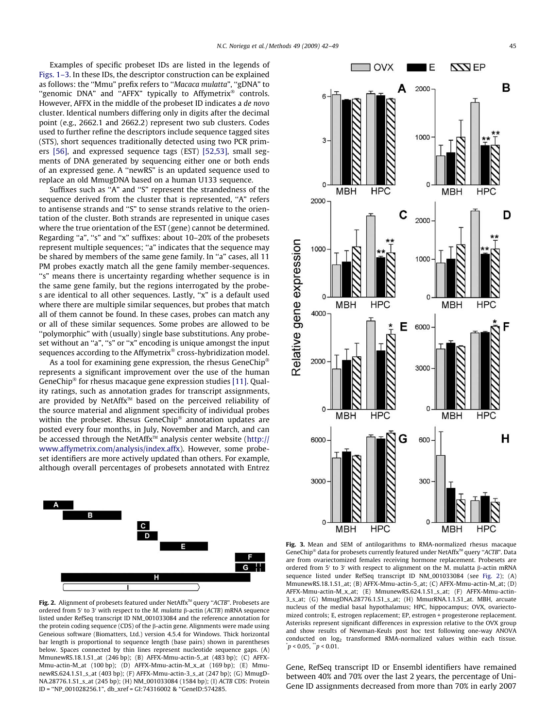Examples of specific probeset IDs are listed in the legends of Figs. 1–3. In these IDs, the descriptor construction can be explained as follows: the "Mmu" prefix refers to "*Macaca mulatta*", "gDNA" to "genomic DNA" and "AFFX" typically to Affymetrix® controls. However, AFFX in the middle of the probeset ID indicates a *de novo* cluster. Identical numbers differing only in digits after the decimal point (e.g., 2662.1 and 2662.2) represent two sub clusters. Codes used to further refine the descriptors include sequence tagged sites (STS), short sequences traditionally detected using two PCR primers [56], and expressed sequence tags (EST) [52,53], small segments of DNA generated by sequencing either one or both ends of an expressed gene. A "newRS" is an updated sequence used to replace an old MmugDNA based on a human U133 sequence.

Suffixes such as "A" and "S" represent the strandedness of the sequence derived from the cluster that is represented, "A" refers to antisense strands and "S" to sense strands relative to the orientation of the cluster. Both strands are represented in unique cases where the true orientation of the EST (gene) cannot be determined. Regarding "a", "s" and "x" suffixes: about 10–20% of the probesets represent multiple sequences; "a" indicates that the sequence may be shared by members of the same gene family. In "a" cases, all 11 PM probes exactly match all the gene family member-sequences. "s" means there is uncertainty regarding whether sequence is in the same gene family, but the regions interrogated by the probes are identical to all other sequences. Lastly, "x" is a default used where there are multiple similar sequences, but probes that match all of them cannot be found. In these cases, probes can match any or all of these similar sequences. Some probes are allowed to be "polymorphic" with (usually) single base substitutions. Any probeset without an "a", "s" or "x" encoding is unique amongst the input sequences according to the Affymetrix® cross-hybridization model.

As a tool for examining gene expression, the rhesus GeneChip® represents a significant improvement over the use of the human GeneChip® for rhesus macaque gene expression studies [11]. Quality ratings, such as annotation grades for transcript assignments, are provided by NetAffx™ based on the perceived reliability of the source material and alignment specificity of individual probes within the probeset. Rhesus GeneChip® annotation updates are posted every four months, in July, November and March, and can be accessed through the NetAffx™ analysis center website (http://www.affymetrix.com/analysis/index.affx). However, some probeset identifiers are more actively updated than others. For example, although overall percentages of probesets annotated with Entrez Gene, RefSeq transcript ID or Ensembl identifiers have remained between 40% and 70% over the last 2 years, the percentage of UniGene ID assignments decreased from more than 70% in early 2007

**Fig. 2.** Alignment of probesets featured under NetAffx™ query "*ACTB*". Probesets are ordered from 5′ to 3′ with respect to the *M. mulatta* β-actin (*ACTB*) mRNA sequence listed under RefSeq transcript ID NM_001033084 and the reference annotation for the protein coding sequence (CDS) of the β-actin gene. Alignments were made using Geneious software (Biomatters, Ltd.) version 4.5.4 for Windows. Thick horizontal bar length is proportional to sequence length (base pairs) shown in parentheses below. Spaces connected by thin lines represent nucleotide sequence gaps. (A) MmunewRS.18.1.S1_at (246 bp); (B) AFFX-Mmu-actin-5_at (483 bp); (C) AFFX-Mmu-actin-M_at (100 bp); (D) AFFX-Mmu-actin-M_x_at (169 bp); (E) MmunewRS.624.1.S1_s_at (403 bp); (F) AFFX-Mmu-actin-3_s_at (247 bp); (G) MmugDNA.28776.1.S1_s_at (245 bp); (H) NM_001033084 (1584 bp); (I) *ACTB* CDS: Protein ID = "NP_001028256.1", db_xref = GI:74316002 & "GeneID:574285.

**Fig. 3.** Mean and SEM of antilogarithms to RMA-normalized rhesus macaque GeneChip® data for probesets currently featured under NetAffx™ query "*ACTB*". Data are from ovariectomized females receiving hormone replacement. Probesets are ordered from 5′ to 3′ with respect to alignment on the M. mulatta β-actin mRNA sequence listed under RefSeq transcript ID NM_001033084 (see Fig. 2); (A) MmunewRS.18.1.S1_at; (B) AFFX-Mmu-actin-5_at; (C) AFFX-Mmu-actin-M_at; (D) AFFX-Mmu-actin-M_x_at; (E) MmunewRS.624.1.S1_s_at; (F) AFFX-Mmu-actin-3_s_at; (G) MmugDNA.28776.1.S1_s_at; (H) MmurRNA.1.1.S1_at. MBH, arcuate nucleus of the medial basal hypothalamus; HPC, hippocampus; OVX, ovariectomized controls; E, estrogen replacement; EP, estrogen + progesterone replacement. Asterisks represent significant differences in expression relative to the OVX group and show results of Newman-Keuls post hoc test following one-way ANOVA conducted on $\log_2$ transformed RMA-normalized values within each tissue. $^*p < 0.05$, $^{**}p < 0.01$.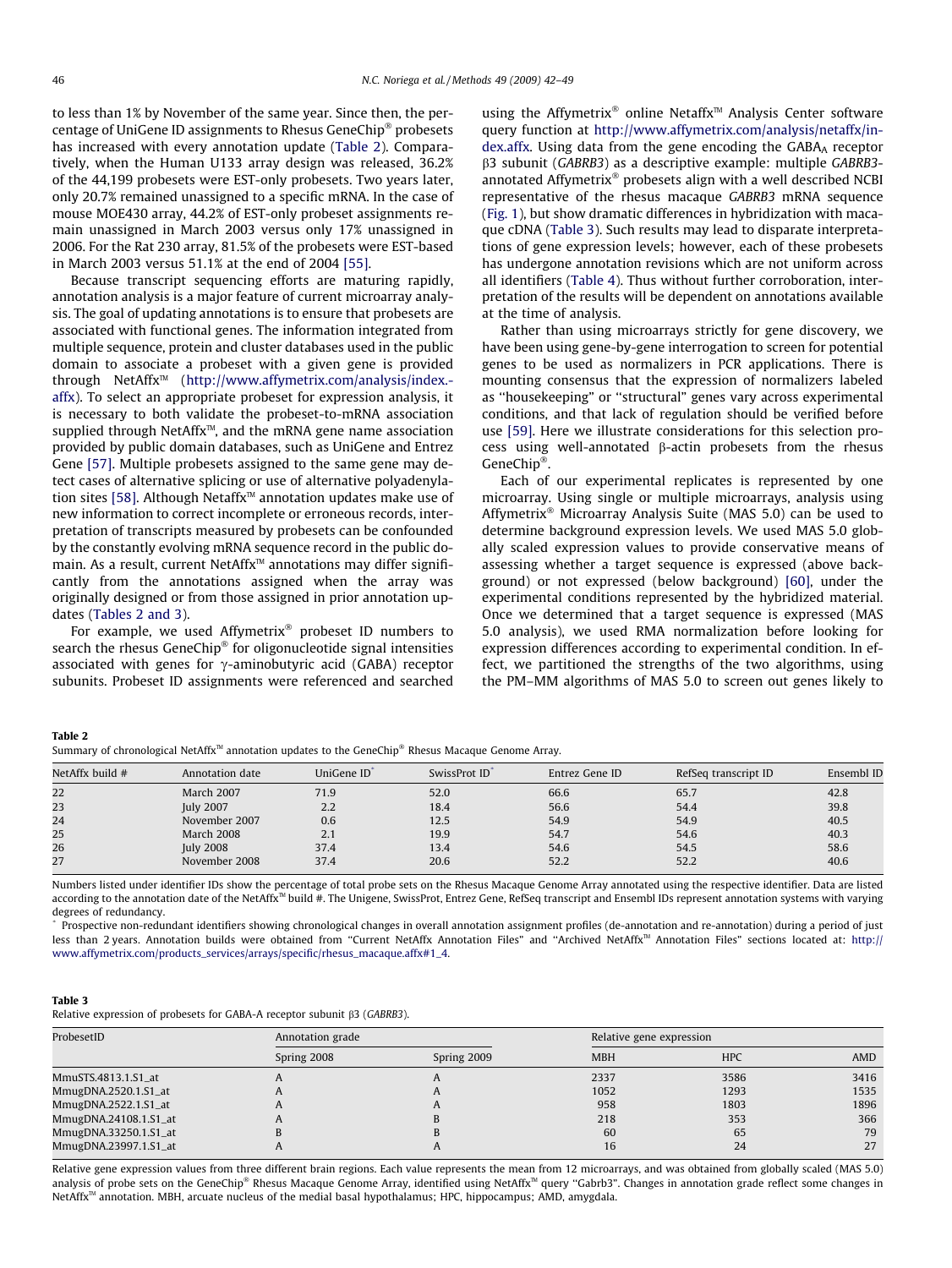to less than 1% by November of the same year. Since then, the percentage of UniGene ID assignments to Rhesus GeneChip® probesets has increased with every annotation update (Table 2). Comparatively, when the Human U133 array design was released, 36.2% of the 44,199 probesets were EST-only probesets. Two years later, only 20.7% remained unassigned to a specific mRNA. In the case of mouse MOE430 array, 44.2% of EST-only probeset assignments remain unassigned in March 2003 versus only 17% unassigned in 2006. For the Rat 230 array, 81.5% of the probesets were EST-based in March 2003 versus 51.1% at the end of 2004 [55].

Because transcript sequencing efforts are maturing rapidly, annotation analysis is a major feature of current microarray analysis. The goal of updating annotations is to ensure that probesets are associated with functional genes. The information integrated from multiple sequence, protein and cluster databases used in the public domain to associate a probeset with a given gene is provided through NetAffx™ (http://www.affymetrix.com/analysis/index.affx). To select an appropriate probeset for expression analysis, it is necessary to both validate the probeset-to-mRNA association supplied through NetAffx™, and the mRNA gene name association provided by public domain databases, such as UniGene and Entrez Gene [57]. Multiple probesets assigned to the same gene may detect cases of alternative splicing or use of alternative polyadenylation sites [58]. Although Netaffx™ annotation updates make use of new information to correct incomplete or erroneous records, interpretation of transcripts measured by probesets can be confounded by the constantly evolving mRNA sequence record in the public domain. As a result, current NetAffx™ annotations may differ significantly from the annotations assigned when the array was originally designed or from those assigned in prior annotation updates (Tables 2 and 3).

For example, we used Affymetrix® probeset ID numbers to search the rhesus GeneChip® for oligonucleotide signal intensities associated with genes for γ-aminobutyric acid (GABA) receptor subunits. Probeset ID assignments were referenced and searched using the Affymetrix® online Netaffx™ Analysis Center software query function at http://www.affymetrix.com/analysis/netaffx/index.affx. Using data from the gene encoding the $GABA_A$ receptor β3 subunit (*GABRB3*) as a descriptive example: multiple *GABRB3*-annotated Affymetrix® probesets align with a well described NCBI representative of the rhesus macaque *GABRB3* mRNA sequence (Fig. 1), but show dramatic differences in hybridization with macaque cDNA (Table 3). Such results may lead to disparate interpretations of gene expression levels; however, each of these probesets has undergone annotation revisions which are not uniform across all identifiers (Table 4). Thus without further corroboration, interpretation of the results will be dependent on annotations available at the time of analysis.

Rather than using microarrays strictly for gene discovery, we have been using gene-by-gene interrogation to screen for potential genes to be used as normalizers in PCR applications. There is mounting consensus that the expression of normalizers labeled as "housekeeping" or "structural" genes vary across experimental conditions, and that lack of regulation should be verified before use [59]. Here we illustrate considerations for this selection process using well-annotated β-actin probesets from the rhesus GeneChip®.

Each of our experimental replicates is represented by one microarray. Using single or multiple microarrays, analysis using Affymetrix® Microarray Analysis Suite (MAS 5.0) can be used to determine background expression levels. We used MAS 5.0 globally scaled expression values to provide conservative means of assessing whether a target sequence is expressed (above background) or not expressed (below background) [60], under the experimental conditions represented by the hybridized material. Once we determined that a target sequence is expressed (MAS 5.0 analysis), we used RMA normalization before looking for expression differences according to experimental condition. In effect, we partitioned the strengths of the two algorithms, using the PM–MM algorithms of MAS 5.0 to screen out genes likely to

**Table 2**
Summary of chronological NetAffx™ annotation updates to the GeneChip® Rhesus Macaque Genome Array.

| NetAffx build # | Annotation date | UniGene ID* | SwissProt ID* | Entrez Gene ID | RefSeq transcript ID | Ensembl ID |
|---|---|---|---|---|---|---|
| 22 | March 2007 | 71.9 | 52.0 | 66.6 | 65.7 | 42.8 |
| 23 | July 2007 | 2.2 | 18.4 | 56.6 | 54.4 | 39.8 |
| 24 | November 2007 | 0.6 | 12.5 | 54.9 | 54.9 | 40.5 |
| 25 | March 2008 | 2.1 | 19.9 | 54.7 | 54.6 | 40.3 |
| 26 | July 2008 | 37.4 | 13.4 | 54.6 | 54.5 | 58.6 |
| 27 | November 2008 | 37.4 | 20.6 | 52.2 | 52.2 | 40.6 |

Numbers listed under identifier IDs show the percentage of total probe sets on the Rhesus Macaque Genome Array annotated using the respective identifier. Data are listed according to the annotation date of the NetAffx™ build #. The Unigene, SwissProt, Entrez Gene, RefSeq transcript and Ensembl IDs represent annotation systems with varying degrees of redundancy.
* Prospective non-redundant identifiers showing chronological changes in overall annotation assignment profiles (de-annotation and re-annotation) during a period of just less than 2 years. Annotation builds were obtained from "Current NetAffx Annotation Files" and "Archived NetAffx™ Annotation Files" sections located at: http://www.affymetrix.com/products_services/arrays/specific/rhesus_macaque.affx#1_4.

**Table 3**
Relative expression of probesets for GABA-A receptor subunit β3 (*GABRB3*).

| ProbesetID | Annotation grade | | Relative gene expression | | |
|---|---|---|---|---|---|
| | Spring 2008 | Spring 2009 | MBH | HPC | AMD |
| MmuSTS.4813.1.S1_at | A | A | 2337 | 3586 | 3416 |
| MmugDNA.2520.1.S1_at | A | A | 1052 | 1293 | 1535 |
| MmugDNA.2522.1.S1_at | A | A | 958 | 1803 | 1896 |
| MmugDNA.24108.1.S1_at | A | B | 218 | 353 | 366 |
| MmugDNA.33250.1.S1_at | B | B | 60 | 65 | 79 |
| MmugDNA.23997.1.S1_at | A | A | 16 | 24 | 27 |

Relative gene expression values from three different brain regions. Each value represents the mean from 12 microarrays, and was obtained from globally scaled (MAS 5.0) analysis of probe sets on the GeneChip® Rhesus Macaque Genome Array, identified using NetAffx™ query "Gabrb3". Changes in annotation grade reflect some changes in NetAffx™ annotation. MBH, arcuate nucleus of the medial basal hypothalamus; HPC, hippocampus; AMD, amygdala.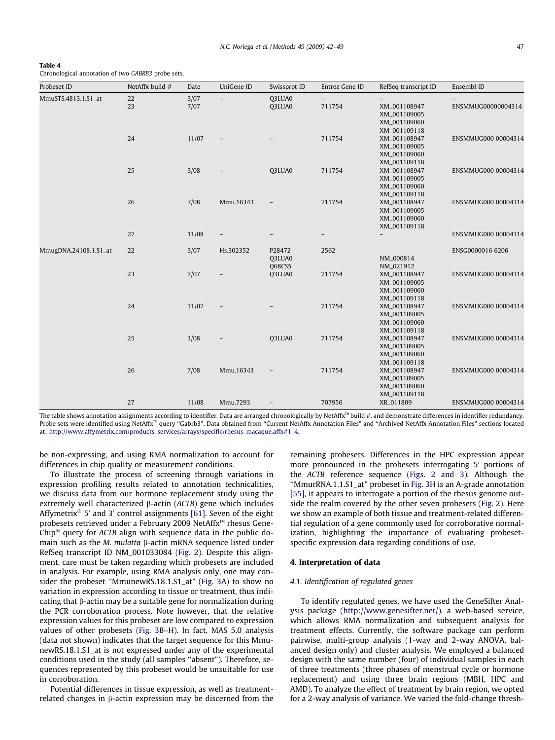**Table 4**
Chronological annotation of two *GABRB3* probe sets.

| Probeset ID | NetAffx build # | Date | UniGene ID | Swissprot ID | Entrez Gene ID | RefSeq transcript ID | Ensembl ID |
|---|---|---|---|---|---|---|---|
| MmuSTS.4813.1.S1_at | 22 | 3/07 | – | Q3LUA0 | – | – | – |
| | 23 | 7/07 | – | Q3LUA0 | 711754 | XM_001108947 XM_001109005 XM_001109060 XM_001109118 | ENSMMUG00000004314 |
| | 24 | 11/07 | – | – | 711754 | XM_001108947 XM_001109005 XM_001109060 XM_001109118 | ENSMMUG000 00004314 |
| | 25 | 3/08 | – | Q3LUA0 | 711754 | XM_001108947 XM_001109005 XM_001109060 XM_001109118 | ENSMMUG000 00004314 |
| | 26 | 7/08 | Mmu.16343 | – | 711754 | XM_001108947 XM_001109005 XM_001109060 XM_001109118 | ENSMMUG000 00004314 |
| | 27 | 11/08 | – | – | – | – | ENSMMUG000 00004314 |
| MmugDNA.24108.1.S1_at | 22 | 3/07 | Hs.302352 | P28472 Q3LUA0 Q68CS5 | 2562 | NM_000814 NM_021912 | ENSG0000016 6206 |
| | 23 | 7/07 | – | Q3LUA0 | 711754 | XM_001108947 XM_001109005 XM_001109060 XM_001109118 | ENSMMUG000 00004314 |
| | 24 | 11/07 | – | – | 711754 | XM_001108947 XM_001109005 XM_001109060 XM_001109118 | ENSMMUG000 00004314 |
| | 25 | 3/08 | – | Q3LUA0 | 711754 | XM_001108947 XM_001109005 XM_001109060 XM_001109118 | ENSMMUG000 00004314 |
| | 26 | 7/08 | Mmu.16343 | – | 711754 | XM_001108947 XM_001109005 XM_001109060 XM_001109118 | ENSMMUG000 00004314 |
| | 27 | 11/08 | Mmu.7293 | – | 707956 | XR_011809 | ENSMMUG000 00004314 |

The table shows annotation assignments according to identifier. Data are arranged chronologically by NetAffx™ build #, and demonstrate differences in identifier redundancy. Probe sets were identified using NetAffx™ query "Gabrb3". Data obtained from "Current NetAffx Annotation Files" and "Archived NetAffx Annotation Files" sections located at: http://www.affymetrix.com/products_services/arrays/specific/rhesus_macaque.affx#1_4.

be non-expressing, and using RMA normalization to account for differences in chip quality or measurement conditions.

To illustrate the process of screening through variations in expression profiling results related to annotation technicalities, we discuss data from our hormone replacement study using the extremely well characterized β-actin (*ACTB*) gene which includes Affymetrix® 5′ and 3′ control assignments [61]. Seven of the eight probesets retrieved under a February 2009 NetAffx™ rhesus GeneChip® query for *ACTB* align with sequence data in the public domain such as the *M. mulatta* β-actin mRNA sequence listed under RefSeq transcript ID NM_001033084 (Fig. 2). Despite this alignment, care must be taken regarding which probesets are included in analysis. For example, using RMA analysis only, one may consider the probeset "MmunewRS.18.1.S1_at" (Fig. 3A) to show no variation in expression according to tissue or treatment, thus indicating that β-actin may be a suitable gene for normalization during the PCR corroboration process. Note however, that the relative expression values for this probeset are low compared to expression values of other probesets (Fig. 3B–H). In fact, MAS 5.0 analysis (data not shown) indicates that the target sequence for this MmunewRS.18.1.S1_at is not expressed under any of the experimental conditions used in the study (all samples "absent"). Therefore, sequences represented by this probeset would be unsuitable for use in corroboration.

Potential differences in tissue expression, as well as treatment-related changes in β-actin expression may be discerned from the remaining probesets. Differences in the HPC expression appear more pronounced in the probesets interrogating 5′ portions of the *ACTB* reference sequence (Figs. 2 and 3). Although the "MmurRNA.1.1.S1_at" probeset in Fig. 3H is an A-grade annotation [55], it appears to interrogate a portion of the rhesus genome outside the realm covered by the other seven probesets (Fig. 2). Here we show an example of both tissue and treatment-related differential regulation of a gene commonly used for corroborative normalization, highlighting the importance of evaluating probeset-specific expression data regarding conditions of use.

## 4. Interpretation of data

### 4.1. Identification of regulated genes

To identify regulated genes, we have used the GeneSifter Analysis package (http://www.genesifter.net/), a web-based service, which allows RMA normalization and subsequent analysis for treatment effects. Currently, the software package can perform pairwise, multi-group analysis (1-way and 2-way ANOVA, balanced design only) and cluster analysis. We employed a balanced design with the same number (four) of individual samples in each of three treatments (three phases of menstrual cycle or hormone replacement) and using three brain regions (MBH, HPC and AMD). To analyze the effect of treatment by brain region, we opted for a 2-way analysis of variance. We varied the fold-change thresh-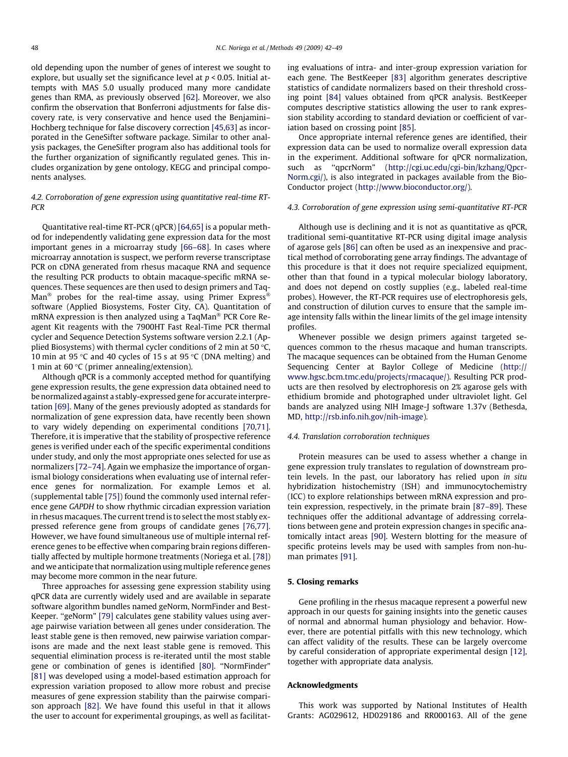old depending upon the number of genes of interest we sought to explore, but usually set the significance level at $p < 0.05$. Initial attempts with MAS 5.0 usually produced many more candidate genes than RMA, as previously observed [62]. Moreover, we also confirm the observation that Bonferroni adjustments for false discovery rate, is very conservative and hence used the Benjamini–Hochberg technique for false discovery correction [45,63] as incorporated in the GeneSifter software package. Similar to other analysis packages, the GeneSifter program also has additional tools for the further organization of significantly regulated genes. This includes organization by gene ontology, KEGG and principal components analyses.

### 4.2. Corroboration of gene expression using quantitative real-time RT-PCR

Quantitative real-time RT-PCR (qPCR) [64,65] is a popular method for independently validating gene expression data for the most important genes in a microarray study [66–68]. In cases where microarray annotation is suspect, we perform reverse transcriptase PCR on cDNA generated from rhesus macaque RNA and sequence the resulting PCR products to obtain macaque-specific mRNA sequences. These sequences are then used to design primers and TaqMan® probes for the real-time assay, using Primer Express® software (Applied Biosystems, Foster City, CA). Quantitation of mRNA expression is then analyzed using a TaqMan® PCR Core Reagent Kit reagents with the 7900HT Fast Real-Time PCR thermal cycler and Sequence Detection Systems software version 2.2.1 (Applied Biosystems) with thermal cycler conditions of 2 min at 50 °C, 10 min at 95 °C and 40 cycles of 15 s at 95 °C (DNA melting) and 1 min at 60 °C (primer annealing/extension).

Although qPCR is a commonly accepted method for quantifying gene expression results, the gene expression data obtained need to be normalized against a stably-expressed gene for accurate interpretation [69]. Many of the genes previously adopted as standards for normalization of gene expression data, have recently been shown to vary widely depending on experimental conditions [70,71]. Therefore, it is imperative that the stability of prospective reference genes is verified under each of the specific experimental conditions under study, and only the most appropriate ones selected for use as normalizers [72–74]. Again we emphasize the importance of organismal biology considerations when evaluating use of internal reference genes for normalization. For example Lemos et al. (supplemental table [75]) found the commonly used internal reference gene *GAPDH* to show rhythmic circadian expression variation in rhesus macaques. The current trend is to select the most stably expressed reference gene from groups of candidate genes [76,77]. However, we have found simultaneous use of multiple internal reference genes to be effective when comparing brain regions differentially affected by multiple hormone treatments (Noriega et al. [78]) and we anticipate that normalization using multiple reference genes may become more common in the near future.

Three approaches for assessing gene expression stability using qPCR data are currently widely used and are available in separate software algorithm bundles named geNorm, NormFinder and BestKeeper. "geNorm" [79] calculates gene stability values using average pairwise variation between all genes under consideration. The least stable gene is then removed, new pairwise variation comparisons are made and the next least stable gene is removed. This sequential elimination process is re-iterated until the most stable gene or combination of genes is identified [80]. "NormFinder" [81] was developed using a model-based estimation approach for expression variation proposed to allow more robust and precise measures of gene expression stability than the pairwise comparison approach [82]. We have found this useful in that it allows the user to account for experimental groupings, as well as facilitating evaluations of intra- and inter-group expression variation for each gene. The BestKeeper [83] algorithm generates descriptive statistics of candidate normalizers based on their threshold crossing point [84] values obtained from qPCR analysis. BestKeeper computes descriptive statistics allowing the user to rank expression stability according to standard deviation or coefficient of variation based on crossing point [85].

Once appropriate internal reference genes are identified, their expression data can be used to normalize overall expression data in the experiment. Additional software for qPCR normalization, such as "qpcrNorm" (http://cgi.uc.edu/cgi-bin/kzhang/Qpcr-Norm.cgi/), is also integrated in packages available from the BioConductor project (http://www.bioconductor.org/).

### 4.3. Corroboration of gene expression using semi-quantitative RT-PCR

Although use is declining and it is not as quantitative as qPCR, traditional semi-quantitative RT-PCR using digital image analysis of agarose gels [86] can often be used as an inexpensive and practical method of corroborating gene array findings. The advantage of this procedure is that it does not require specialized equipment, other than that found in a typical molecular biology laboratory, and does not depend on costly supplies (e.g., labeled real-time probes). However, the RT-PCR requires use of electrophoresis gels, and construction of dilution curves to ensure that the sample image intensity falls within the linear limits of the gel image intensity profiles.

Whenever possible we design primers against targeted sequences common to the rhesus macaque and human transcripts. The macaque sequences can be obtained from the Human Genome Sequencing Center at Baylor College of Medicine (http://www.hgsc.bcm.tmc.edu/projects/rmacaque/). Resulting PCR products are then resolved by electrophoresis on 2% agarose gels with ethidium bromide and photographed under ultraviolet light. Gel bands are analyzed using NIH Image-J software 1.37v (Bethesda, MD, http://rsb.info.nih.gov/nih-image).

### 4.4. Translation corroboration techniques

Protein measures can be used to assess whether a change in gene expression truly translates to regulation of downstream protein levels. In the past, our laboratory has relied upon *in situ* hybridization histochemistry (ISH) and immunocytochemistry (ICC) to explore relationships between mRNA expression and protein expression, respectively, in the primate brain [87–89]. These techniques offer the additional advantage of addressing correlations between gene and protein expression changes in specific anatomically intact areas [90]. Western blotting for the measure of specific proteins levels may be used with samples from non-human primates [91].

## 5. Closing remarks

Gene profiling in the rhesus macaque represent a powerful new approach in our quests for gaining insights into the genetic causes of normal and abnormal human physiology and behavior. However, there are potential pitfalls with this new technology, which can affect validity of the results. These can be largely overcome by careful consideration of appropriate experimental design [12], together with appropriate data analysis.

## Acknowledgments

This work was supported by National Institutes of Health Grants: AG029612, HD029186 and RR000163. All of the gene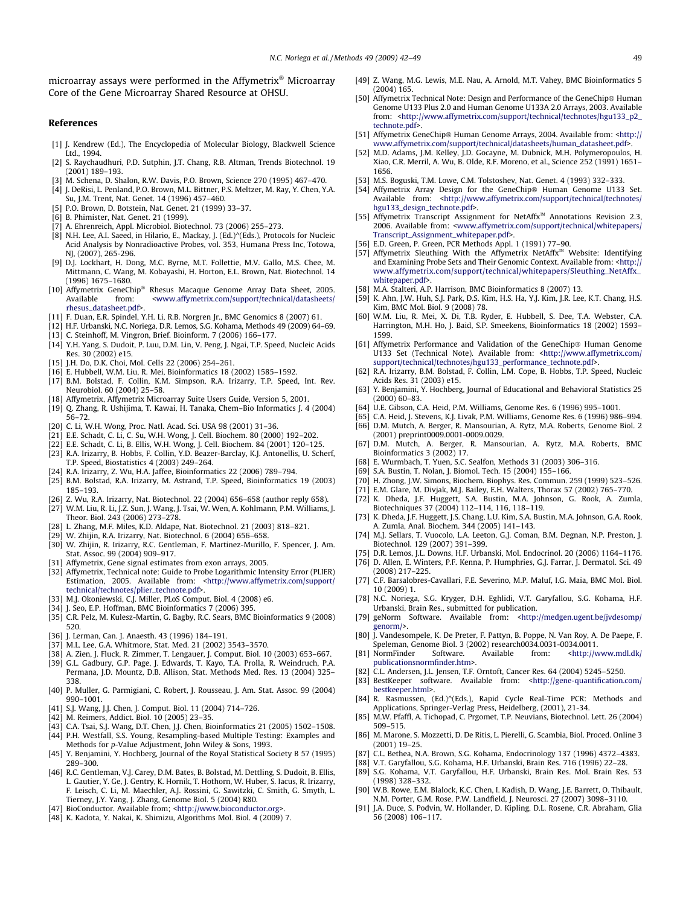microarray assays were performed in the Affymetrix® Microarray Core of the Gene Microarray Shared Resource at OHSU.

## References

[1] J. Kendrew (Ed.), The Encyclopedia of Molecular Biology, Blackwell Science Ltd., 1994.
[2] S. Raychaudhuri, P.D. Sutphin, J.T. Chang, R.B. Altman, Trends Biotechnol. 19 (2001) 189–193.
[3] M. Schena, D. Shalon, R.W. Davis, P.O. Brown, Science 270 (1995) 467–470.
[4] J. DeRisi, L. Penland, P.O. Brown, M.L. Bittner, P.S. Meltzer, M. Ray, Y. Chen, Y.A. Su, J.M. Trent, Nat. Genet. 14 (1996) 457–460.
[5] P.O. Brown, D. Botstein, Nat. Genet. 21 (1999) 33–37.
[6] B. Phimister, Nat. Genet. 21 (1999).
[7] A. Ehrenreich, Appl. Microbiol. Biotechnol. 73 (2006) 255–273.
[8] N.H. Lee, A.I. Saeed, in Hilario, E., Mackay, J. (Ed.)^(Eds.), Protocols for Nucleic Acid Analysis by Nonradioactive Probes, vol. 353, Humana Press Inc, Totowa, NJ, (2007), 265-296.
[9] D.J. Lockhart, H. Dong, M.C. Byrne, M.T. Follettie, M.V. Gallo, M.S. Chee, M. Mittmann, C. Wang, M. Kobayashi, H. Horton, E.L. Brown, Nat. Biotechnol. 14 (1996) 1675–1680.
[10] Affymetrix GeneChip® Rhesus Macaque Genome Array Data Sheet, 2005. Available from: <www.affymetrix.com/support/technical/datasheets/rhesus_datasheet.pdf>.
[11] F. Duan, E.R. Spindel, Y.H. Li, R.B. Norgren Jr., BMC Genomics 8 (2007) 61.
[12] H.F. Urbanski, N.C. Noriega, D.R. Lemos, S.G. Kohama, Methods 49 (2009) 64–69.
[13] C. Steinhoff, M. Vingron, Brief. Bioinform. 7 (2006) 166–177.
[14] Y.H. Yang, S. Dudoit, P. Luu, D.M. Lin, V. Peng, J. Ngai, T.P. Speed, Nucleic Acids Res. 30 (2002) e15.
[15] J.H. Do, D.K. Choi, Mol. Cells 22 (2006) 254–261.
[16] E. Hubbell, W.M. Liu, R. Mei, Bioinformatics 18 (2002) 1585–1592.
[17] B.M. Bolstad, F. Collin, K.M. Simpson, R.A. Irizarry, T.P. Speed, Int. Rev. Neurobiol. 60 (2004) 25–58.
[18] Affymetrix, Affymetrix Microarray Suite Users Guide, Version 5, 2001.
[19] Q. Zhang, R. Ushijima, T. Kawai, H. Tanaka, Chem–Bio Informatics J. 4 (2004) 56–72.
[20] C. Li, W.H. Wong, Proc. Natl. Acad. Sci. USA 98 (2001) 31–36.
[21] E.E. Schadt, C. Li, C. Su, W.H. Wong, J. Cell. Biochem. 80 (2000) 192–202.
[22] E.E. Schadt, C. Li, B. Ellis, W.H. Wong, J. Cell. Biochem. 84 (2001) 120–125.
[23] R.A. Irizarry, B. Hobbs, F. Collin, Y.D. Beazer-Barclay, K.J. Antonellis, U. Scherf, T.P. Speed, Biostatistics 4 (2003) 249–264.
[24] R.A. Irizarry, Z. Wu, H.A. Jaffee, Bioinformatics 22 (2006) 789–794.
[25] B.M. Bolstad, R.A. Irizarry, M. Astrand, T.P. Speed, Bioinformatics 19 (2003) 185–193.
[26] Z. Wu, R.A. Irizarry, Nat. Biotechnol. 22 (2004) 656–658 (author reply 658).
[27] W.M. Liu, R. Li, J.Z. Sun, J. Wang, J. Tsai, W. Wen, A. Kohlmann, P.M. Williams, J. Theor. Biol. 243 (2006) 273–278.
[28] L. Zhang, M.F. Miles, K.D. Aldape, Nat. Biotechnol. 21 (2003) 818–821.
[29] W. Zhijin, R.A. Irizarry, Nat. Biotechnol. 6 (2004) 656–658.
[30] W. Zhijin, R. Irizarry, R.C. Gentleman, F. Martinez-Murillo, F. Spencer, J. Am. Stat. Assoc. 99 (2004) 909–917.
[31] Affymetrix, Gene signal estimates from exon arrays, 2005.
[32] Affymetrix, Technical note: Guide to Probe Logarithmic Intensity Error (PLIER) Estimation, 2005. Available from: <http://www.affymetrix.com/support/technical/technotes/plier_technote.pdf>.
[33] M.J. Okoniewski, C.J. Miller, PLoS Comput. Biol. 4 (2008) e6.
[34] J. Seo, E.P. Hoffman, BMC Bioinformatics 7 (2006) 395.
[35] C.R. Pelz, M. Kulesz-Martin, G. Bagby, R.C. Sears, BMC Bioinformatics 9 (2008) 520.
[36] J. Lerman, Can. J. Anaesth. 43 (1996) 184–191.
[37] M.L. Lee, G.A. Whitmore, Stat. Med. 21 (2002) 3543–3570.
[38] A. Zien, J. Fluck, R. Zimmer, T. Lengauer, J. Comput. Biol. 10 (2003) 653–667.
[39] G.L. Gadbury, G.P. Page, J. Edwards, T. Kayo, T.A. Prolla, R. Weindruch, P.A. Permana, J.D. Mountz, D.B. Allison, Stat. Methods Med. Res. 13 (2004) 325–338.
[40] P. Muller, G. Parmigiani, C. Robert, J. Rousseau, J. Am. Stat. Assoc. 99 (2004) 990–1001.
[41] S.J. Wang, J.J. Chen, J. Comput. Biol. 11 (2004) 714–726.
[42] M. Reimers, Addict. Biol. 10 (2005) 23–35.
[43] C.A. Tsai, S.J. Wang, D.T. Chen, J.J. Chen, Bioinformatics 21 (2005) 1502–1508.
[44] P.H. Westfall, S.S. Young, Resampling-based Multiple Testing: Examples and Methods for *p*-Value Adjustment, John Wiley & Sons, 1993.
[45] Y. Benjamini, Y. Hochberg, Journal of the Royal Statistical Society B 57 (1995) 289–300.
[46] R.C. Gentleman, V.J. Carey, D.M. Bates, B. Bolstad, M. Dettling, S. Dudoit, B. Ellis, L. Gautier, Y. Ge, J. Gentry, K. Hornik, T. Hothorn, W. Huber, S. Iacus, R. Irizarry, F. Leisch, C. Li, M. Maechler, A.J. Rossini, G. Sawitzki, C. Smith, G. Smyth, L. Tierney, J.Y. Yang, J. Zhang, Genome Biol. 5 (2004) R80.
[47] BioConductor. Available from; <http://www.bioconductor.org>.
[48] K. Kadota, Y. Nakai, K. Shimizu, Algorithms Mol. Biol. 4 (2009) 7.
[49] Z. Wang, M.G. Lewis, M.E. Nau, A. Arnold, M.T. Vahey, BMC Bioinformatics 5 (2004) 165.
[50] Affymetrix Technical Note: Design and Performance of the GeneChip® Human Genome U133 Plus 2.0 and Human Genome U133A 2.0 Arrays, 2003. Available from: <http://www.affymetrix.com/support/technical/technotes/hgu133_p2_technote.pdf>.
[51] Affymetrix GeneChip® Human Genome Arrays, 2004. Available from: <http://www.affymetrix.com/support/technical/datasheets/human_datasheet.pdf>.
[52] M.D. Adams, J.M. Kelley, J.D. Gocayne, M. Dubnick, M.H. Polymeropoulos, H. Xiao, C.R. Merril, A. Wu, B. Olde, R.F. Moreno, et al., Science 252 (1991) 1651–1656.
[53] M.S. Boguski, T.M. Lowe, C.M. Tolstoshev, Nat. Genet. 4 (1993) 332–333.
[54] Affymetrix Array Design for the GeneChip® Human Genome U133 Set. Available from: <http://www.affymetrix.com/support/technical/technotes/hgu133_design_technote.pdf>.
[55] Affymetrix Transcript Assignment for NetAffx™ Annotations Revision 2.3, 2006. Available from: <www.affymetrix.com/support/technical/whitepapers/Transcript_Assignment_whitepaper.pdf>.
[56] E.D. Green, P. Green, PCR Methods Appl. 1 (1991) 77–90.
[57] Affymetrix Sleuthing With the Affymetrix NetAffx™ Website: Identifying and Examining Probe Sets and Their Genomic Context. Available from: <http://www.affymetrix.com/support/technical/whitepapers/Sleuthing_NetAffx_whitepaper.pdf>.
[58] M.A. Stalteri, A.P. Harrison, BMC Bioinformatics 8 (2007) 13.
[59] K. Ahn, J.W. Huh, S.J. Park, D.S. Kim, H.S. Ha, Y.J. Kim, J.R. Lee, K.T. Chang, H.S. Kim, BMC Mol. Biol. 9 (2008) 78.
[60] W.M. Liu, R. Mei, X. Di, T.B. Ryder, E. Hubbell, S. Dee, T.A. Webster, C.A. Harrington, M.H. Ho, J. Baid, S.P. Smeekens, Bioinformatics 18 (2002) 1593–1599.
[61] Affymetrix Performance and Validation of the GeneChip® Human Genome U133 Set (Technical Note). Available from: <http://www.affymetrix.com/support/technical/technotes/hgu133_performance_technote.pdf>.
[62] R.A. Irizarry, B.M. Bolstad, F. Collin, L.M. Cope, B. Hobbs, T.P. Speed, Nucleic Acids Res. 31 (2003) e15.
[63] Y. Benjamini, Y. Hochberg, Journal of Educational and Behavioral Statistics 25 (2000) 60–83.
[64] U.E. Gibson, C.A. Heid, P.M. Williams, Genome Res. 6 (1996) 995–1001.
[65] C.A. Heid, J. Stevens, K.J. Livak, P.M. Williams, Genome Res. 6 (1996) 986–994.
[66] D.M. Mutch, A. Berger, R. Mansourian, A. Rytz, M.A. Roberts, Genome Biol. 2 (2001) preprint0009.0001-0009.0029.
[67] D.M. Mutch, A. Berger, R. Mansourian, A. Rytz, M.A. Roberts, BMC Bioinformatics 3 (2002) 17.
[68] E. Wurmbach, T. Yuen, S.C. Sealfon, Methods 31 (2003) 306–316.
[69] S.A. Bustin, T. Nolan, J. Biomol. Tech. 15 (2004) 155–166.
[70] H. Zhong, J.W. Simons, Biochem. Biophys. Res. Commun. 259 (1999) 523–526.
[71] E.M. Glare, M. Divjak, M.J. Bailey, E.H. Walters, Thorax 57 (2002) 765–770.
[72] K. Dheda, J.F. Huggett, S.A. Bustin, M.A. Johnson, G. Rook, A. Zumla, Biotechniques 37 (2004) 112–114, 116, 118–119.
[73] K. Dheda, J.F. Huggett, J.S. Chang, L.U. Kim, S.A. Bustin, M.A. Johnson, G.A. Rook, A. Zumla, Anal. Biochem. 344 (2005) 141–143.
[74] M.J. Sellars, T. Vuocolo, L.A. Leeton, G.J. Coman, B.M. Degnan, N.P. Preston, J. Biotechnol. 129 (2007) 391–399.
[75] D.R. Lemos, J.L. Downs, H.F. Urbanski, Mol. Endocrinol. 20 (2006) 1164–1176.
[76] D. Allen, E. Winters, P.F. Kenna, P. Humphries, G.J. Farrar, J. Dermatol. Sci. 49 (2008) 217–225.
[77] C.F. Barsalobres-Cavallari, F.E. Severino, M.P. Maluf, I.G. Maia, BMC Mol. Biol. 10 (2009) 1.
[78] N.C. Noriega, S.G. Kryger, D.H. Eghlidi, V.T. Garyfallou, S.G. Kohama, H.F. Urbanski, Brain Res., submitted for publication.
[79] geNorm Software. Available from: <http://medgen.ugent.be/jvdesomp/genorm/>.
[80] J. Vandesompele, K. De Preter, F. Pattyn, B. Poppe, N. Van Roy, A. De Paepe, F. Speleman, Genome Biol. 3 (2002) research0034.0031-0034.0011.
[81] NormFinder Software. Available from: <http://www.mdl.dk/publicationsnormfinder.htm>.
[82] C.L. Andersen, J.L. Jensen, T.F. Orntoft, Cancer Res. 64 (2004) 5245–5250.
[83] BestKeeper software. Available from: <http://gene-quantification.com/bestkeeper.html>.
[84] R. Rasmussen, (Ed.)^(Eds.), Rapid Cycle Real-Time PCR: Methods and Applications, Springer-Verlag Press, Heidelberg, (2001), 21-34.
[85] M.W. Pfaffl, A. Tichopad, C. Prgomet, T.P. Neuvians, Biotechnol. Lett. 26 (2004) 509–515.
[86] M. Marone, S. Mozzetti, D. De Ritis, L. Pierelli, G. Scambia, Biol. Proced. Online 3 (2001) 19–25.
[87] C.L. Bethea, N.A. Brown, S.G. Kohama, Endocrinology 137 (1996) 4372–4383.
[88] V.T. Garyfallou, S.G. Kohama, H.F. Urbanski, Brain Res. 716 (1996) 22–28.
[89] S.G. Kohama, V.T. Garyfallou, H.F. Urbanski, Brain Res. Mol. Brain Res. 53 (1998) 328–332.
[90] W.B. Rowe, E.M. Blalock, K.C. Chen, I. Kadish, D. Wang, J.E. Barrett, O. Thibault, N.M. Porter, G.M. Rose, P.W. Landfield, J. Neurosci. 27 (2007) 3098–3110.
[91] J.A. Duce, S. Podvin, W. Hollander, D. Kipling, D.L. Rosene, C.R. Abraham, Glia 56 (2008) 106–117.